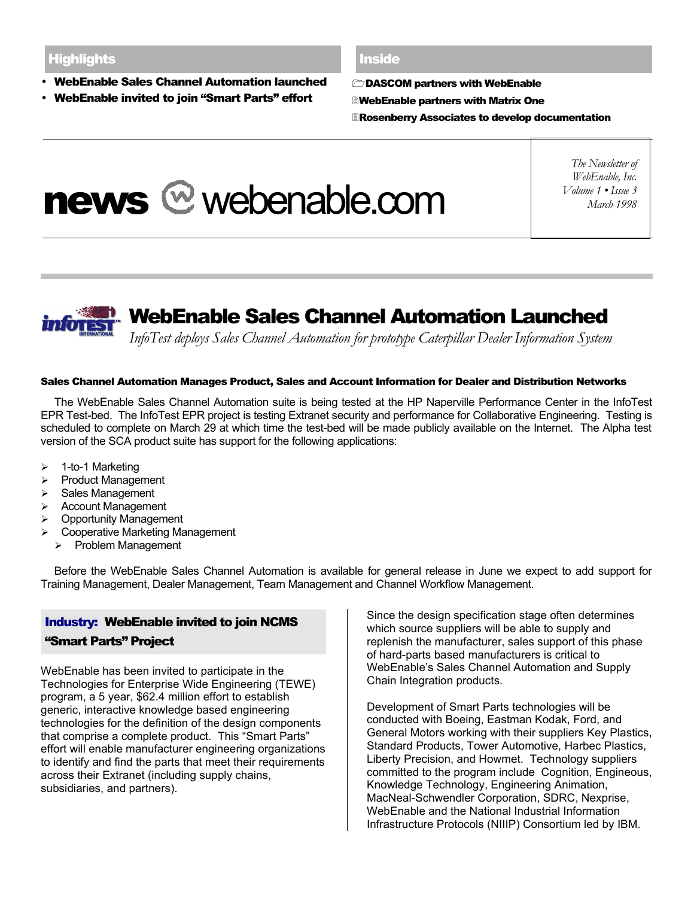## Highlights

- **WebEnable Sales Channel Automation launched**
- **WebEnable invited to join "Smart Parts" effort**

## Inside

**DASCOM partners with WebEnable**

**WebEnable partners with Matrix One**

**Rosenberry Associates to develop documentation**

# news webenable.com

*The Newsletter of WebEnable, Inc.*
*Volume 1 • Issue 3*
*March 1998*

## WebEnable Sales Channel Automation Launched

*InfoTest deploys Sales Channel Automation for prototype Caterpillar Dealer Information System*

#### Sales Channel Automation Manages Product, Sales and Account Information for Dealer and Distribution Networks

The WebEnable Sales Channel Automation suite is being tested at the HP Naperville Performance Center in the InfoTest EPR Test-bed. The InfoTest EPR project is testing Extranet security and performance for Collaborative Engineering. Testing is scheduled to complete on March 29 at which time the test-bed will be made publicly available on the Internet. The Alpha test version of the SCA product suite has support for the following applications:

- 1-to-1 Marketing
- Product Management
- Sales Management
- Account Management
- Opportunity Management
- Cooperative Marketing Management
- Problem Management

Before the WebEnable Sales Channel Automation is available for general release in June we expect to add support for Training Management, Dealer Management, Team Management and Channel Workflow Management.

### Industry: WebEnable invited to join NCMS "Smart Parts" Project

WebEnable has been invited to participate in the Technologies for Enterprise Wide Engineering (TEWE) program, a 5 year, $62.4 million effort to establish generic, interactive knowledge based engineering technologies for the definition of the design components that comprise a complete product. This "Smart Parts" effort will enable manufacturer engineering organizations to identify and find the parts that meet their requirements across their Extranet (including supply chains, subsidiaries, and partners).

Since the design specification stage often determines which source suppliers will be able to supply and replenish the manufacturer, sales support of this phase of hard-parts based manufacturers is critical to WebEnable's Sales Channel Automation and Supply Chain Integration products.

Development of Smart Parts technologies will be conducted with Boeing, Eastman Kodak, Ford, and General Motors working with their suppliers Key Plastics, Standard Products, Tower Automotive, Harbec Plastics, Liberty Precision, and Howmet. Technology suppliers committed to the program include Cognition, Engineous, Knowledge Technology, Engineering Animation, MacNeal-Schwendler Corporation, SDRC, Nexprise, WebEnable and the National Industrial Information Infrastructure Protocols (NIIIP) Consortium led by IBM.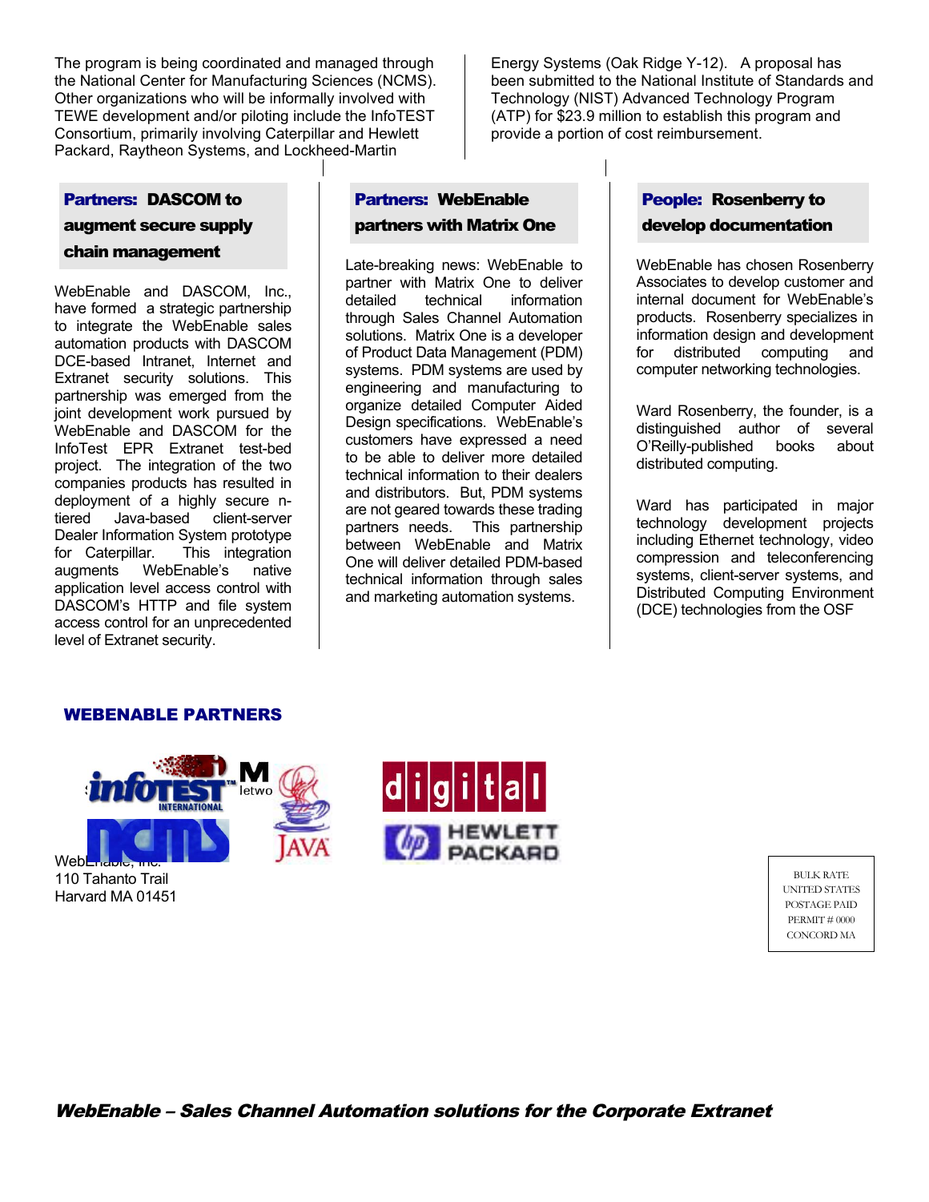The program is being coordinated and managed through the National Center for Manufacturing Sciences (NCMS). Other organizations who will be informally involved with TEWE development and/or piloting include the InfoTEST Consortium, primarily involving Caterpillar and Hewlett Packard, Raytheon Systems, and Lockheed-Martin Energy Systems (Oak Ridge Y-12). A proposal has been submitted to the National Institute of Standards and Technology (NIST) Advanced Technology Program (ATP) for $23.9 million to establish this program and provide a portion of cost reimbursement.

### Partners: DASCOM to augment secure supply chain management

WebEnable and DASCOM, Inc., have formed a strategic partnership to integrate the WebEnable sales automation products with DASCOM DCE-based Intranet, Internet and Extranet security solutions. This partnership was emerged from the joint development work pursued by WebEnable and DASCOM for the InfoTest EPR Extranet test-bed project. The integration of the two companies products has resulted in deployment of a highly secure n-tiered Java-based client-server Dealer Information System prototype for Caterpillar. This integration augments WebEnable's native application level access control with DASCOM's HTTP and file system access control for an unprecedented level of Extranet security.

### Partners: WebEnable partners with Matrix One

Late-breaking news: WebEnable to partner with Matrix One to deliver detailed technical information through Sales Channel Automation solutions. Matrix One is a developer of Product Data Management (PDM) systems. PDM systems are used by engineering and manufacturing to organize detailed Computer Aided Design specifications. WebEnable's customers have expressed a need to be able to deliver more detailed technical information to their dealers and distributors. But, PDM systems are not geared towards these trading partners needs. This partnership between WebEnable and Matrix One will deliver detailed PDM-based technical information through sales and marketing automation systems.

### People: Rosenberry to develop documentation

WebEnable has chosen Rosenberry Associates to develop customer and internal document for WebEnable's products. Rosenberry specializes in information design and development for distributed computing and computer networking technologies.

Ward Rosenberry, the founder, is a distinguished author of several O'Reilly-published books about distributed computing.

Ward has participated in major technology development projects including Ethernet technology, video compression and teleconferencing systems, client-server systems, and Distributed Computing Environment (DCE) technologies from the OSF

## WEBENABLE PARTNERS

WebEnable, Inc.
110 Tahanto Trail
Harvard MA 01451

BULK RATE
UNITED STATES
POSTAGE PAID
PERMIT # 0000
CONCORD MA

***WebEnable – Sales Channel Automation solutions for the Corporate Extranet***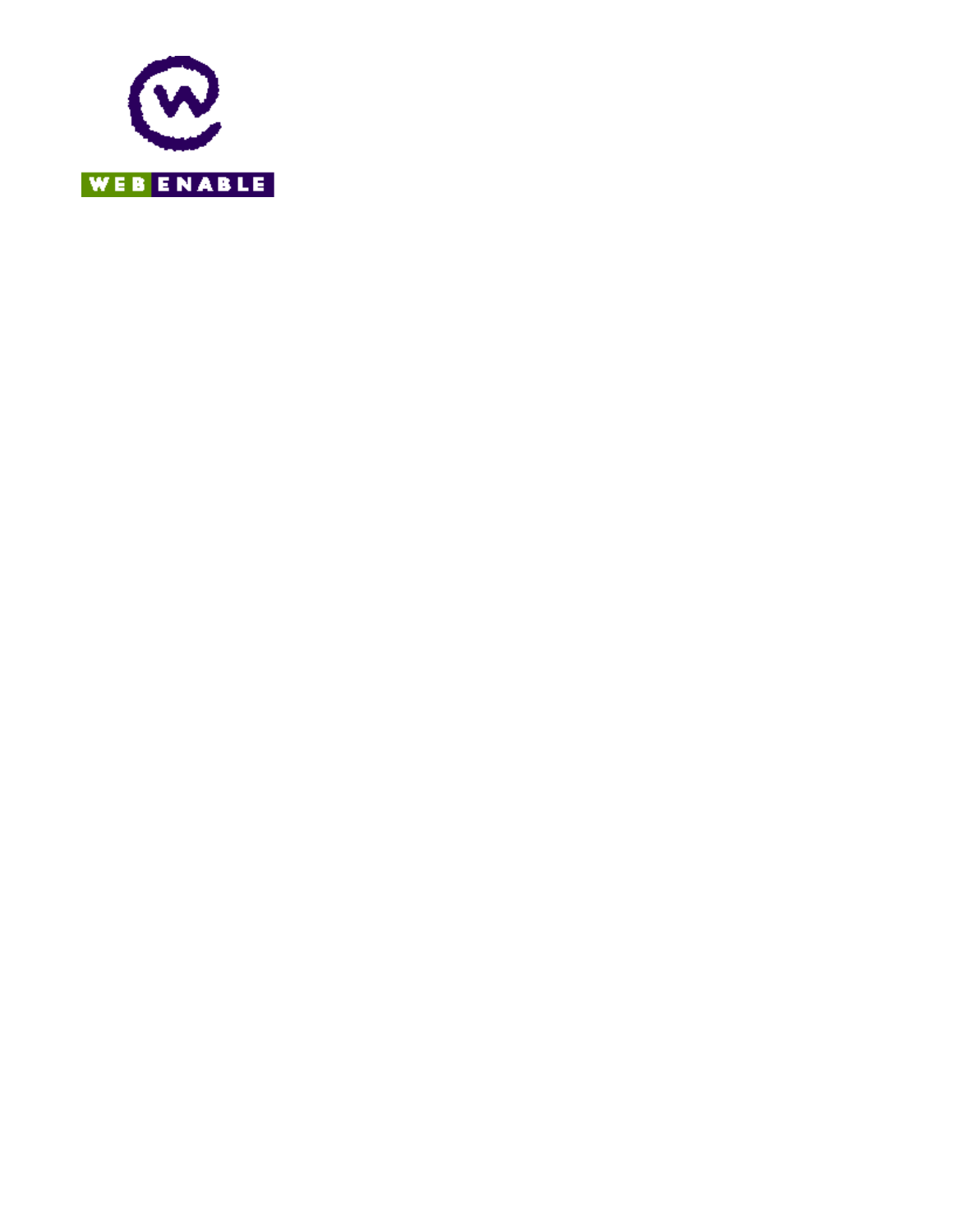WEB ENABLE